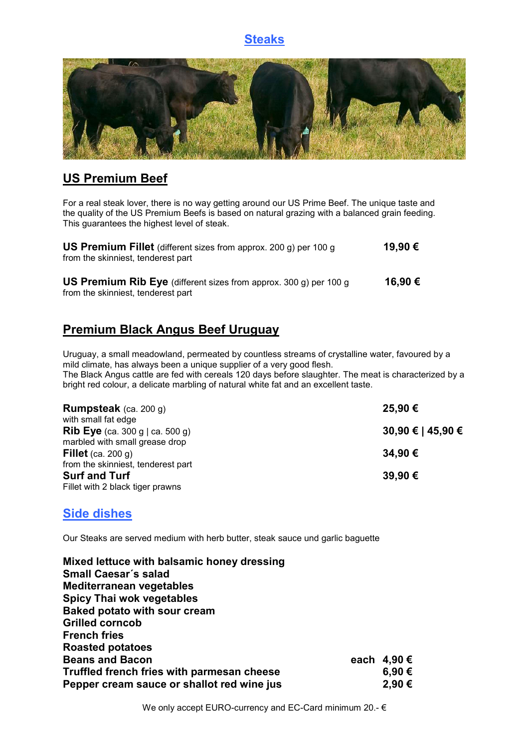# Steaks

## US Premium Beef

For a real steak lover, there is no way getting around our US Prime Beef. The unique taste and the quality of the US Premium Beefs is based on natural grazing with a balanced grain feeding. This guarantees the highest level of steak.

**US Premium Fillet** (different sizes from approx. 200 g) per 100 g — **19,90 €**
from the skinniest, tenderest part

**US Premium Rib Eye** (different sizes from approx. 300 g) per 100 g — **16,90 €**
from the skinniest, tenderest part

## Premium Black Angus Beef Uruguay

Uruguay, a small meadowland, permeated by countless streams of crystalline water, favoured by a mild climate, has always been a unique supplier of a very good flesh.
The Black Angus cattle are fed with cereals 120 days before slaughter. The meat is characterized by a bright red colour, a delicate marbling of natural white fat and an excellent taste.

**Rumpsteak** (ca. 200 g) — **25,90 €**
with small fat edge

**Rib Eye** (ca. 300 g | ca. 500 g) — **30,90 € | 45,90 €**
marbled with small grease drop

**Fillet** (ca. 200 g) — **34,90 €**
from the skinniest, tenderest part

**Surf and Turf** — **39,90 €**
Fillet with 2 black tiger prawns

## Side dishes

Our Steaks are served medium with herb butter, steak sauce und garlic baguette

**Mixed lettuce with balsamic honey dressing**
**Small Caesar´s salad**
**Mediterranean vegetables**
**Spicy Thai wok vegetables**
**Baked potato with sour cream**
**Grilled corncob**
**French fries**
**Roasted potatoes**
**Beans and Bacon** — **each 4,90 €**
**Truffled french fries with parmesan cheese** — **6,90 €**
**Pepper cream sauce or shallot red wine jus** — **2,90 €**

We only accept EURO-currency and EC-Card minimum 20.- €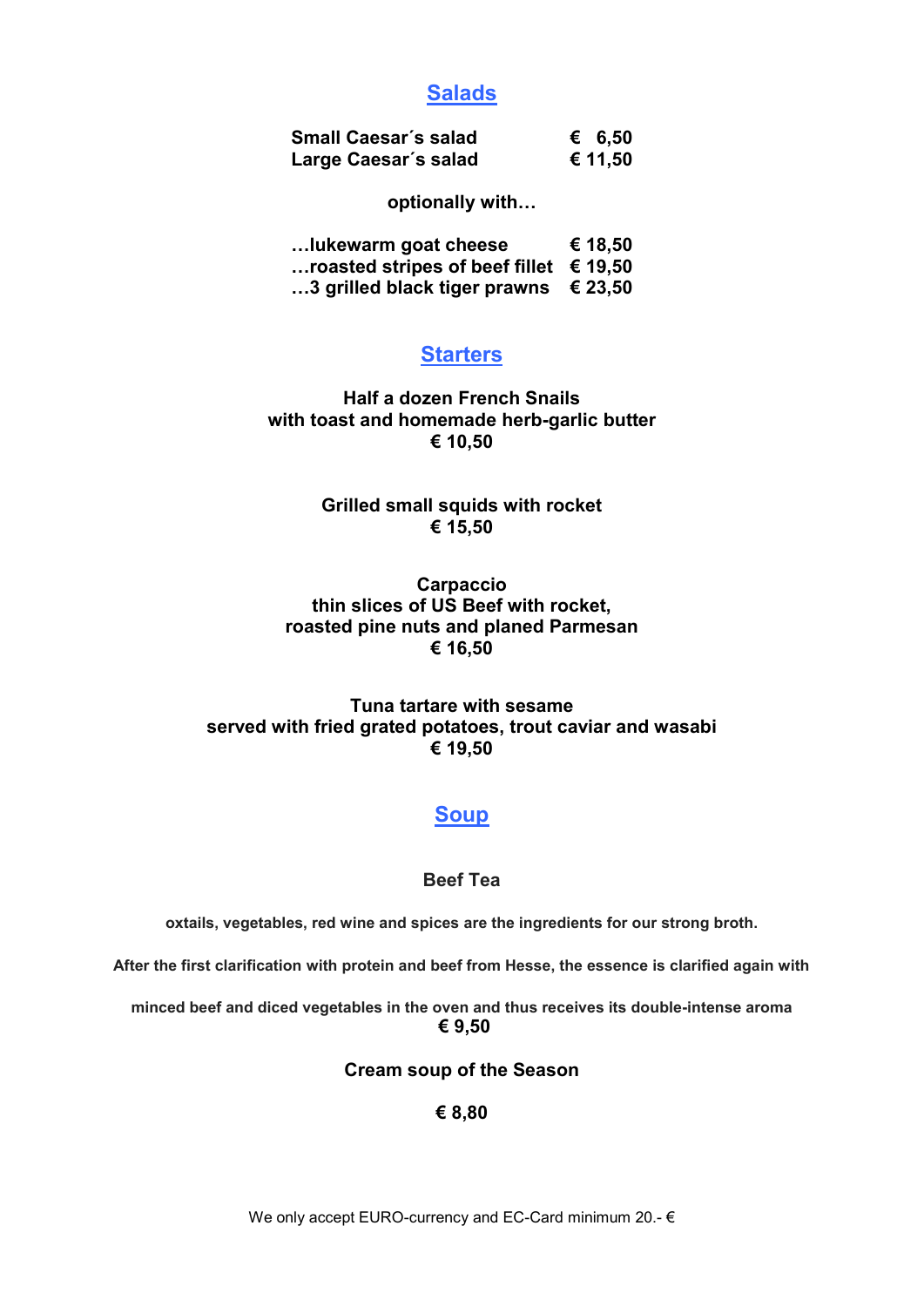## Salads

| | |
|---|---|
| **Small Caesar´s salad** | **€ 6,50** |
| **Large Caesar´s salad** | **€ 11,50** |

**optionally with…**

| | |
|---|---|
| **…lukewarm goat cheese** | **€ 18,50** |
| **…roasted stripes of beef fillet** | **€ 19,50** |
| **…3 grilled black tiger prawns** | **€ 23,50** |

## Starters

**Half a dozen French Snails**
**with toast and homemade herb-garlic butter**
**€ 10,50**

**Grilled small squids with rocket**
**€ 15,50**

**Carpaccio**
**thin slices of US Beef with rocket,**
**roasted pine nuts and planed Parmesan**
**€ 16,50**

**Tuna tartare with sesame**
**served with fried grated potatoes, trout caviar and wasabi**
**€ 19,50**

## Soup

**Beef Tea**

**oxtails, vegetables, red wine and spices are the ingredients for our strong broth.**

**After the first clarification with protein and beef from Hesse, the essence is clarified again with**

**minced beef and diced vegetables in the oven and thus receives its double-intense aroma**
**€ 9,50**

**Cream soup of the Season**

**€ 8,80**

We only accept EURO-currency and EC-Card minimum 20.- €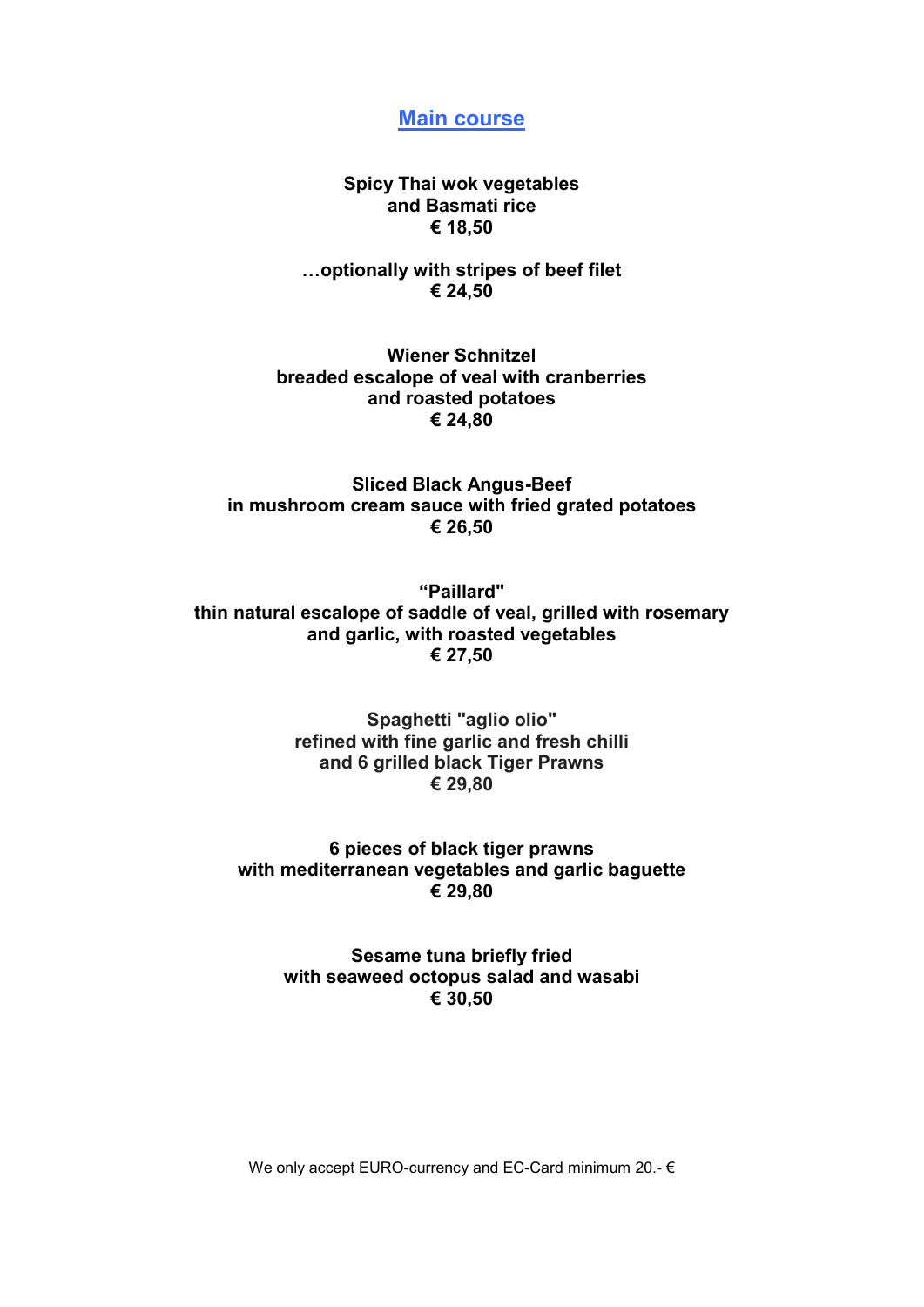# Main course

**Spicy Thai wok vegetables**
**and Basmati rice**
**€ 18,50**

**…optionally with stripes of beef filet**
**€ 24,50**

**Wiener Schnitzel**
**breaded escalope of veal with cranberries**
**and roasted potatoes**
**€ 24,80**

**Sliced Black Angus-Beef**
**in mushroom cream sauce with fried grated potatoes**
**€ 26,50**

**“Paillard"**
**thin natural escalope of saddle of veal, grilled with rosemary**
**and garlic, with roasted vegetables**
**€ 27,50**

**Spaghetti "aglio olio"**
**refined with fine garlic and fresh chilli**
**and 6 grilled black Tiger Prawns**
**€ 29,80**

**6 pieces of black tiger prawns**
**with mediterranean vegetables and garlic baguette**
**€ 29,80**

**Sesame tuna briefly fried**
**with seaweed octopus salad and wasabi**
**€ 30,50**

We only accept EURO-currency and EC-Card minimum 20.- €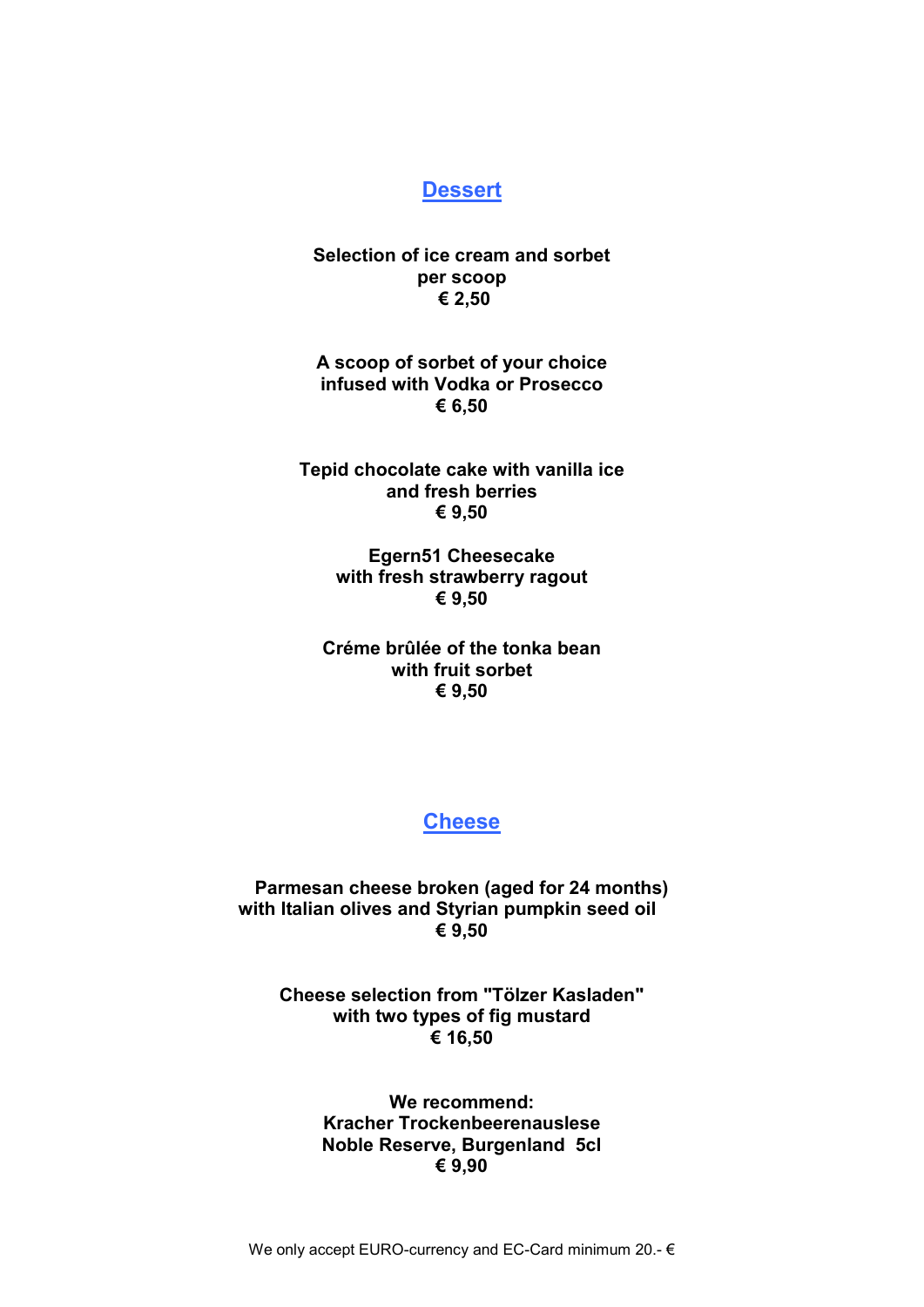## Dessert

**Selection of ice cream and sorbet**
**per scoop**
**€ 2,50**

**A scoop of sorbet of your choice**
**infused with Vodka or Prosecco**
**€ 6,50**

**Tepid chocolate cake with vanilla ice**
**and fresh berries**
**€ 9,50**

**Egern51 Cheesecake**
**with fresh strawberry ragout**
**€ 9,50**

**Créme brûlée of the tonka bean**
**with fruit sorbet**
**€ 9,50**

## Cheese

**Parmesan cheese broken (aged for 24 months)**
**with Italian olives and Styrian pumpkin seed oil**
**€ 9,50**

**Cheese selection from "Tölzer Kasladen"**
**with two types of fig mustard**
**€ 16,50**

**We recommend:**
**Kracher Trockenbeerenauslese**
**Noble Reserve, Burgenland 5cl**
**€ 9,90**

We only accept EURO-currency and EC-Card minimum 20.- €